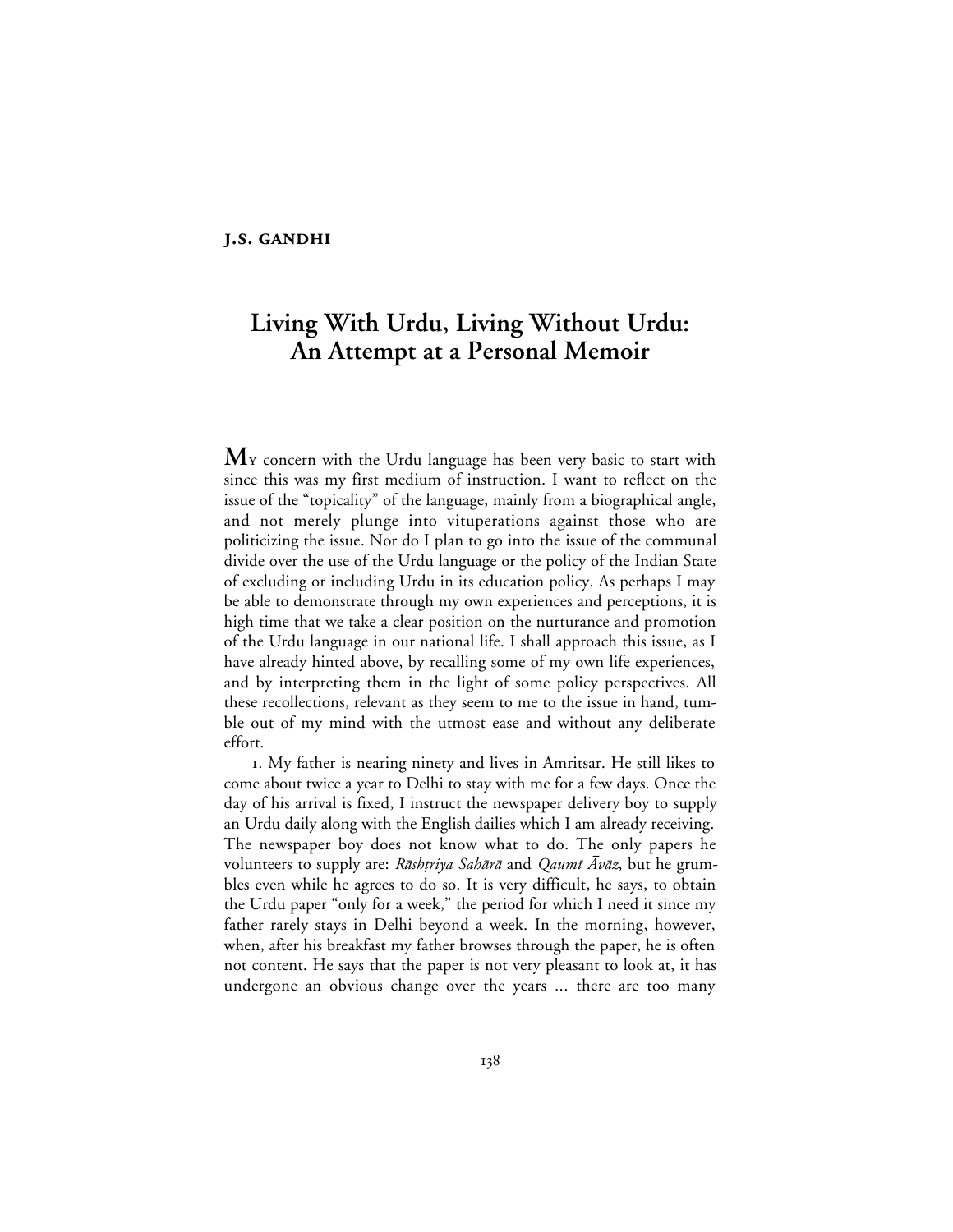**J.S. GANDHI**

# Living With Urdu, Living Without Urdu: An Attempt at a Personal Memoir

My concern with the Urdu language has been very basic to start with since this was my first medium of instruction. I want to reflect on the issue of the "topicality" of the language, mainly from a biographical angle, and not merely plunge into vituperations against those who are politicizing the issue. Nor do I plan to go into the issue of the communal divide over the use of the Urdu language or the policy of the Indian State of excluding or including Urdu in its education policy. As perhaps I may be able to demonstrate through my own experiences and perceptions, it is high time that we take a clear position on the nurturance and promotion of the Urdu language in our national life. I shall approach this issue, as I have already hinted above, by recalling some of my own life experiences, and by interpreting them in the light of some policy perspectives. All these recollections, relevant as they seem to me to the issue in hand, tumble out of my mind with the utmost ease and without any deliberate effort.

1. My father is nearing ninety and lives in Amritsar. He still likes to come about twice a year to Delhi to stay with me for a few days. Once the day of his arrival is fixed, I instruct the newspaper delivery boy to supply an Urdu daily along with the English dailies which I am already receiving. The newspaper boy does not know what to do. The only papers he volunteers to supply are: *Rāshṭriya Sahārā* and *Qaumī Āvāz*, but he grumbles even while he agrees to do so. It is very difficult, he says, to obtain the Urdu paper "only for a week," the period for which I need it since my father rarely stays in Delhi beyond a week. In the morning, however, when, after his breakfast my father browses through the paper, he is often not content. He says that the paper is not very pleasant to look at, it has undergone an obvious change over the years … there are too many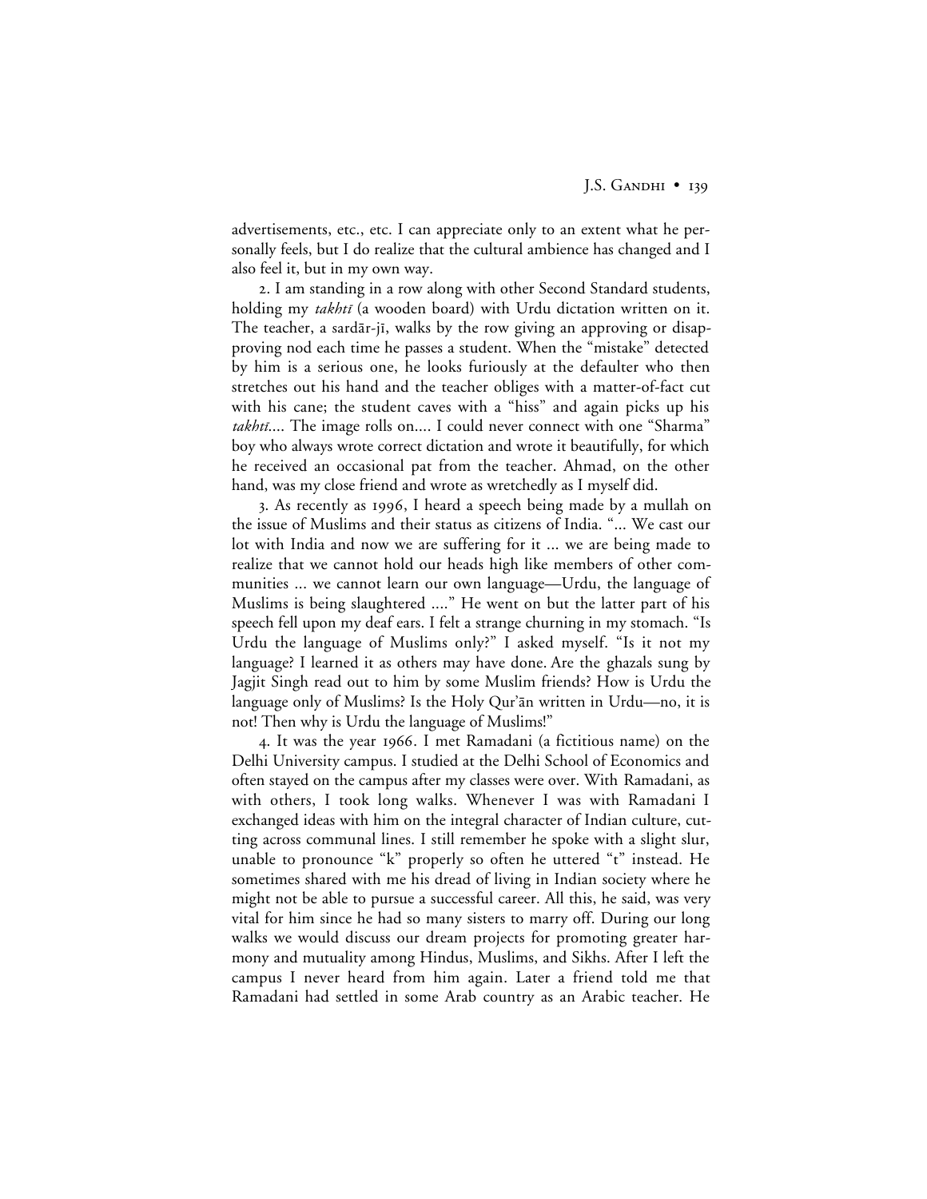advertisements, etc., etc. I can appreciate only to an extent what he personally feels, but I do realize that the cultural ambience has changed and I also feel it, but in my own way.

2. I am standing in a row along with other Second Standard students, holding my *takhtī* (a wooden board) with Urdu dictation written on it. The teacher, a sardār-jī, walks by the row giving an approving or disapproving nod each time he passes a student. When the "mistake" detected by him is a serious one, he looks furiously at the defaulter who then stretches out his hand and the teacher obliges with a matter-of-fact cut with his cane; the student caves with a "hiss" and again picks up his *takhtī*.... The image rolls on.... I could never connect with one "Sharma" boy who always wrote correct dictation and wrote it beautifully, for which he received an occasional pat from the teacher. Ahmad, on the other hand, was my close friend and wrote as wretchedly as I myself did.

3. As recently as 1996, I heard a speech being made by a mullah on the issue of Muslims and their status as citizens of India. "... We cast our lot with India and now we are suffering for it ... we are being made to realize that we cannot hold our heads high like members of other communities ... we cannot learn our own language—Urdu, the language of Muslims is being slaughtered ...." He went on but the latter part of his speech fell upon my deaf ears. I felt a strange churning in my stomach. "Is Urdu the language of Muslims only?" I asked myself. "Is it not my language? I learned it as others may have done. Are the ghazals sung by Jagjit Singh read out to him by some Muslim friends? How is Urdu the language only of Muslims? Is the Holy Qur'ān written in Urdu—no, it is not! Then why is Urdu the language of Muslims!"

4. It was the year 1966. I met Ramadani (a fictitious name) on the Delhi University campus. I studied at the Delhi School of Economics and often stayed on the campus after my classes were over. With Ramadani, as with others, I took long walks. Whenever I was with Ramadani I exchanged ideas with him on the integral character of Indian culture, cutting across communal lines. I still remember he spoke with a slight slur, unable to pronounce "k" properly so often he uttered "t" instead. He sometimes shared with me his dread of living in Indian society where he might not be able to pursue a successful career. All this, he said, was very vital for him since he had so many sisters to marry off. During our long walks we would discuss our dream projects for promoting greater harmony and mutuality among Hindus, Muslims, and Sikhs. After I left the campus I never heard from him again. Later a friend told me that Ramadani had settled in some Arab country as an Arabic teacher. He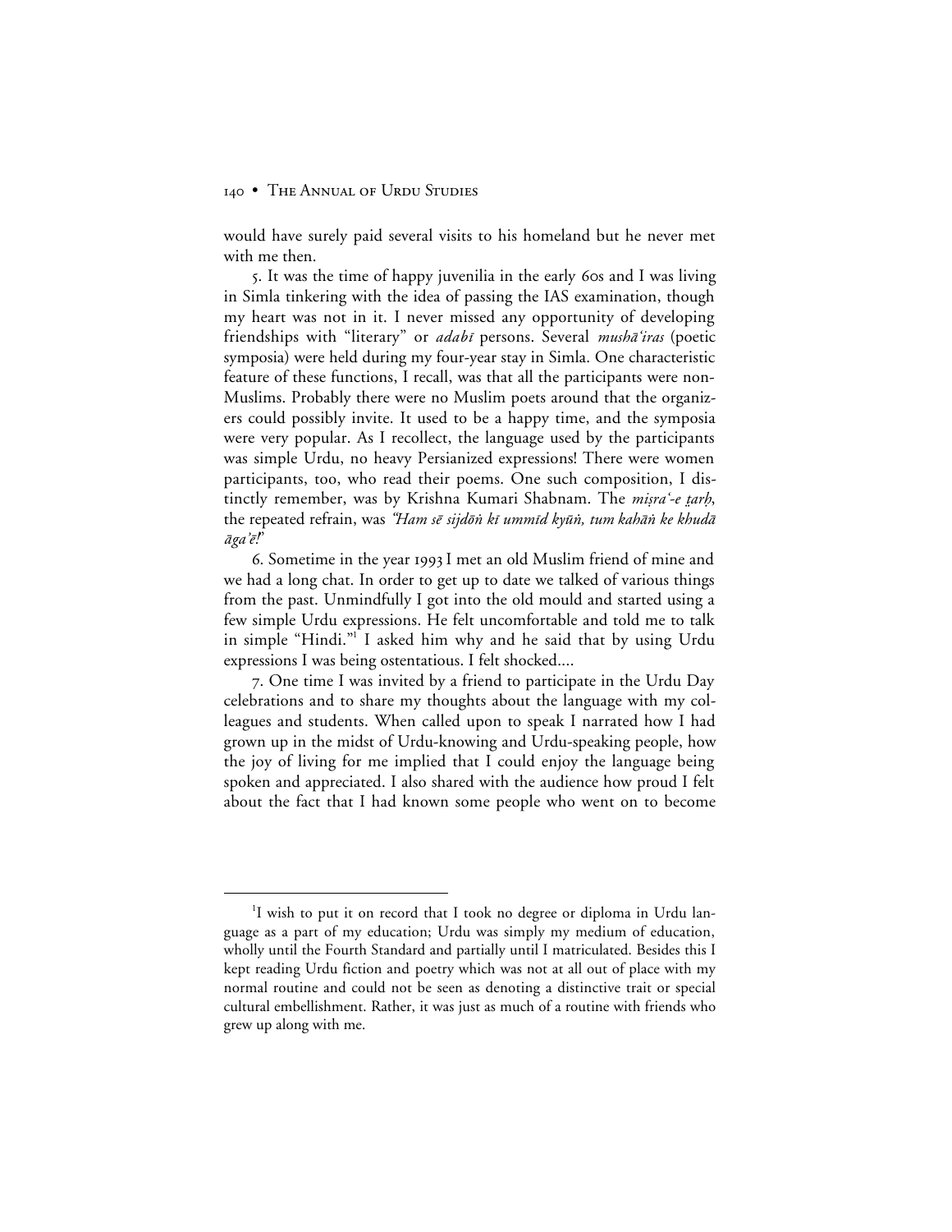would have surely paid several visits to his homeland but he never met with me then.

5. It was the time of happy juvenilia in the early 60s and I was living in Simla tinkering with the idea of passing the IAS examination, though my heart was not in it. I never missed any opportunity of developing friendships with "literary" or *adabī* persons. Several *mushā'iras* (poetic symposia) were held during my four-year stay in Simla. One characteristic feature of these functions, I recall, was that all the participants were non-Muslims. Probably there were no Muslim poets around that the organizers could possibly invite. It used to be a happy time, and the symposia were very popular. As I recollect, the language used by the participants was simple Urdu, no heavy Persianized expressions! There were women participants, too, who read their poems. One such composition, I distinctly remember, was by Krishna Kumari Shabnam. The *miṣra'-e ṯarḥ*, the repeated refrain, was *"Ham sē sijdōṅ kī ummīd kyūṅ, tum kahāṅ ke khudā āga'ē!"*

6. Sometime in the year 1993 I met an old Muslim friend of mine and we had a long chat. In order to get up to date we talked of various things from the past. Unmindfully I got into the old mould and started using a few simple Urdu expressions. He felt uncomfortable and told me to talk in simple "Hindi."[1] I asked him why and he said that by using Urdu expressions I was being ostentatious. I felt shocked….

7. One time I was invited by a friend to participate in the Urdu Day celebrations and to share my thoughts about the language with my colleagues and students. When called upon to speak I narrated how I had grown up in the midst of Urdu-knowing and Urdu-speaking people, how the joy of living for me implied that I could enjoy the language being spoken and appreciated. I also shared with the audience how proud I felt about the fact that I had known some people who went on to become

---

[1]I wish to put it on record that I took no degree or diploma in Urdu language as a part of my education; Urdu was simply my medium of education, wholly until the Fourth Standard and partially until I matriculated. Besides this I kept reading Urdu fiction and poetry which was not at all out of place with my normal routine and could not be seen as denoting a distinctive trait or special cultural embellishment. Rather, it was just as much of a routine with friends who grew up along with me.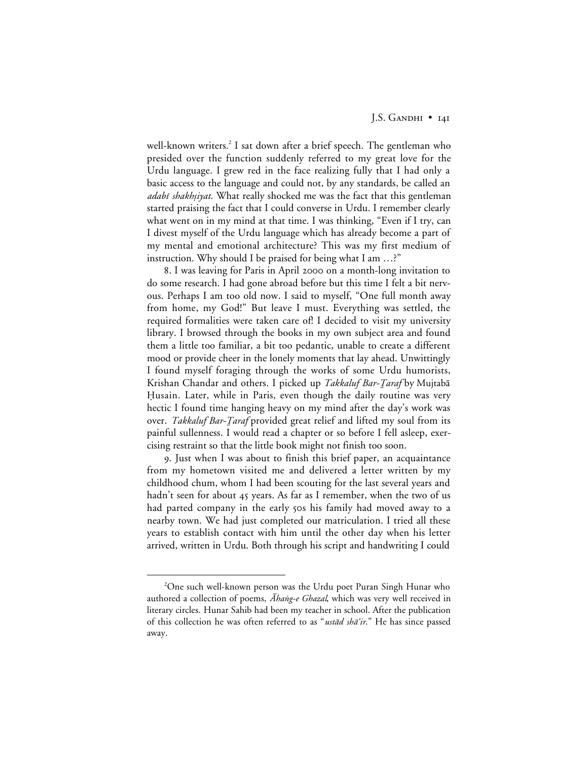well-known writers.[2] I sat down after a brief speech. The gentleman who presided over the function suddenly referred to my great love for the Urdu language. I grew red in the face realizing fully that I had only a basic access to the language and could not, by any standards, be called an *adabī shakhṣiyat*. What really shocked me was the fact that this gentleman started praising the fact that I could converse in Urdu. I remember clearly what went on in my mind at that time. I was thinking, "Even if I try, can I divest myself of the Urdu language which has already become a part of my mental and emotional architecture? This was my first medium of instruction. Why should I be praised for being what I am …?"

8. I was leaving for Paris in April 2000 on a month-long invitation to do some research. I had gone abroad before but this time I felt a bit nervous. Perhaps I am too old now. I said to myself, "One full month away from home, my God!" But leave I must. Everything was settled, the required formalities were taken care of! I decided to visit my university library. I browsed through the books in my own subject area and found them a little too familiar, a bit too pedantic, unable to create a different mood or provide cheer in the lonely moments that lay ahead. Unwittingly I found myself foraging through the works of some Urdu humorists, Krishan Chandar and others. I picked up *Takkaluf Bar-Ṭaraf* by Mujtabā Ḥusain. Later, while in Paris, even though the daily routine was very hectic I found time hanging heavy on my mind after the day's work was over. *Takkaluf Bar-Ṭaraf* provided great relief and lifted my soul from its painful sullenness. I would read a chapter or so before I fell asleep, exercising restraint so that the little book might not finish too soon.

9. Just when I was about to finish this brief paper, an acquaintance from my hometown visited me and delivered a letter written by my childhood chum, whom I had been scouting for the last several years and hadn't seen for about 45 years. As far as I remember, when the two of us had parted company in the early 50s his family had moved away to a nearby town. We had just completed our matriculation. I tried all these years to establish contact with him until the other day when his letter arrived, written in Urdu. Both through his script and handwriting I could

[2] One such well-known person was the Urdu poet Puran Singh Hunar who authored a collection of poems, *Āhang-e Ghazal*, which was very well received in literary circles. Hunar Sahib had been my teacher in school. After the publication of this collection he was often referred to as "*ustād shā'ir*." He has since passed away.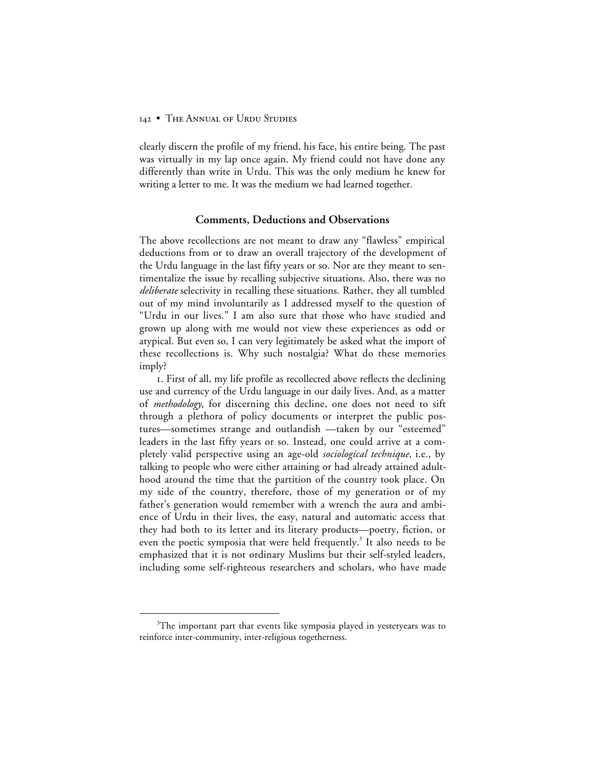clearly discern the profile of my friend, his face, his entire being. The past was virtually in my lap once again. My friend could not have done any differently than write in Urdu. This was the only medium he knew for writing a letter to me. It was the medium we had learned together.

## Comments, Deductions and Observations

The above recollections are not meant to draw any "flawless" empirical deductions from or to draw an overall trajectory of the development of the Urdu language in the last fifty years or so. Nor are they meant to sentimentalize the issue by recalling subjective situations. Also, there was no *deliberate* selectivity in recalling these situations. Rather, they all tumbled out of my mind involuntarily as I addressed myself to the question of "Urdu in our lives." I am also sure that those who have studied and grown up along with me would not view these experiences as odd or atypical. But even so, I can very legitimately be asked what the import of these recollections is. Why such nostalgia? What do these memories imply?

1. First of all, my life profile as recollected above reflects the declining use and currency of the Urdu language in our daily lives. And, as a matter of *methodology*, for discerning this decline, one does not need to sift through a plethora of policy documents or interpret the public postures—sometimes strange and outlandish —taken by our "esteemed" leaders in the last fifty years or so. Instead, one could arrive at a completely valid perspective using an age-old *sociological technique,* i.e., by talking to people who were either attaining or had already attained adulthood around the time that the partition of the country took place. On my side of the country, therefore, those of my generation or of my father's generation would remember with a wrench the aura and ambience of Urdu in their lives, the easy, natural and automatic access that they had both to its letter and its literary products—poetry, fiction, or even the poetic symposia that were held frequently.[3] It also needs to be emphasized that it is not ordinary Muslims but their self-styled leaders, including some self-righteous researchers and scholars, who have made

[3]The important part that events like symposia played in yesteryears was to reinforce inter-community, inter-religious togetherness.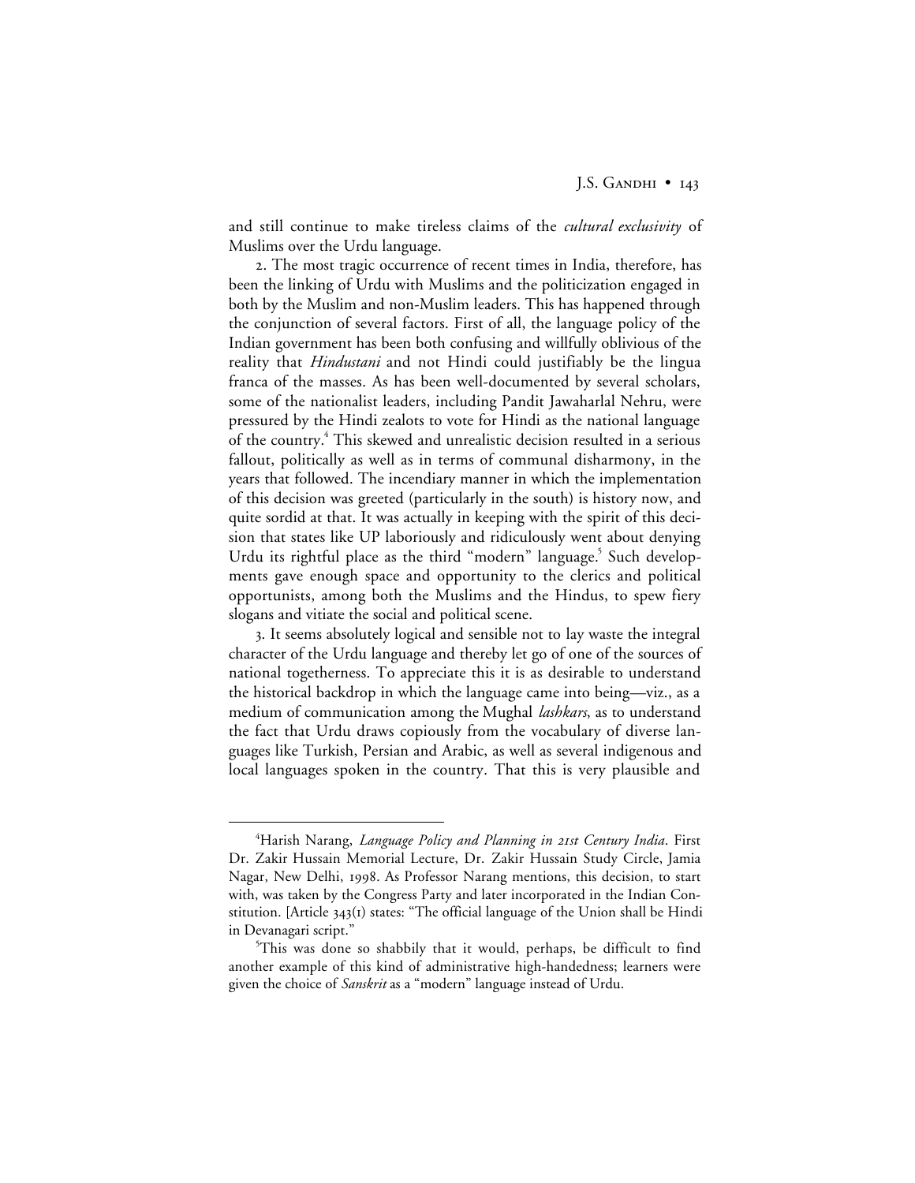and still continue to make tireless claims of the *cultural exclusivity* of Muslims over the Urdu language.

2. The most tragic occurrence of recent times in India, therefore, has been the linking of Urdu with Muslims and the politicization engaged in both by the Muslim and non-Muslim leaders. This has happened through the conjunction of several factors. First of all, the language policy of the Indian government has been both confusing and willfully oblivious of the reality that *Hindustani* and not Hindi could justifiably be the lingua franca of the masses. As has been well-documented by several scholars, some of the nationalist leaders, including Pandit Jawaharlal Nehru, were pressured by the Hindi zealots to vote for Hindi as the national language of the country.[4] This skewed and unrealistic decision resulted in a serious fallout, politically as well as in terms of communal disharmony, in the years that followed. The incendiary manner in which the implementation of this decision was greeted (particularly in the south) is history now, and quite sordid at that. It was actually in keeping with the spirit of this decision that states like UP laboriously and ridiculously went about denying Urdu its rightful place as the third "modern" language.[5] Such developments gave enough space and opportunity to the clerics and political opportunists, among both the Muslims and the Hindus, to spew fiery slogans and vitiate the social and political scene.

3. It seems absolutely logical and sensible not to lay waste the integral character of the Urdu language and thereby let go of one of the sources of national togetherness. To appreciate this it is as desirable to understand the historical backdrop in which the language came into being—viz., as a medium of communication among the Mughal *lashkars*, as to understand the fact that Urdu draws copiously from the vocabulary of diverse languages like Turkish, Persian and Arabic, as well as several indigenous and local languages spoken in the country. That this is very plausible and

---

[4] Harish Narang, *Language Policy and Planning in 21st Century India*. First Dr. Zakir Hussain Memorial Lecture, Dr. Zakir Hussain Study Circle, Jamia Nagar, New Delhi, 1998. As Professor Narang mentions, this decision, to start with, was taken by the Congress Party and later incorporated in the Indian Constitution. [Article 343(1) states: "The official language of the Union shall be Hindi in Devanagari script."

[5] This was done so shabbily that it would, perhaps, be difficult to find another example of this kind of administrative high-handedness; learners were given the choice of *Sanskrit* as a "modern" language instead of Urdu.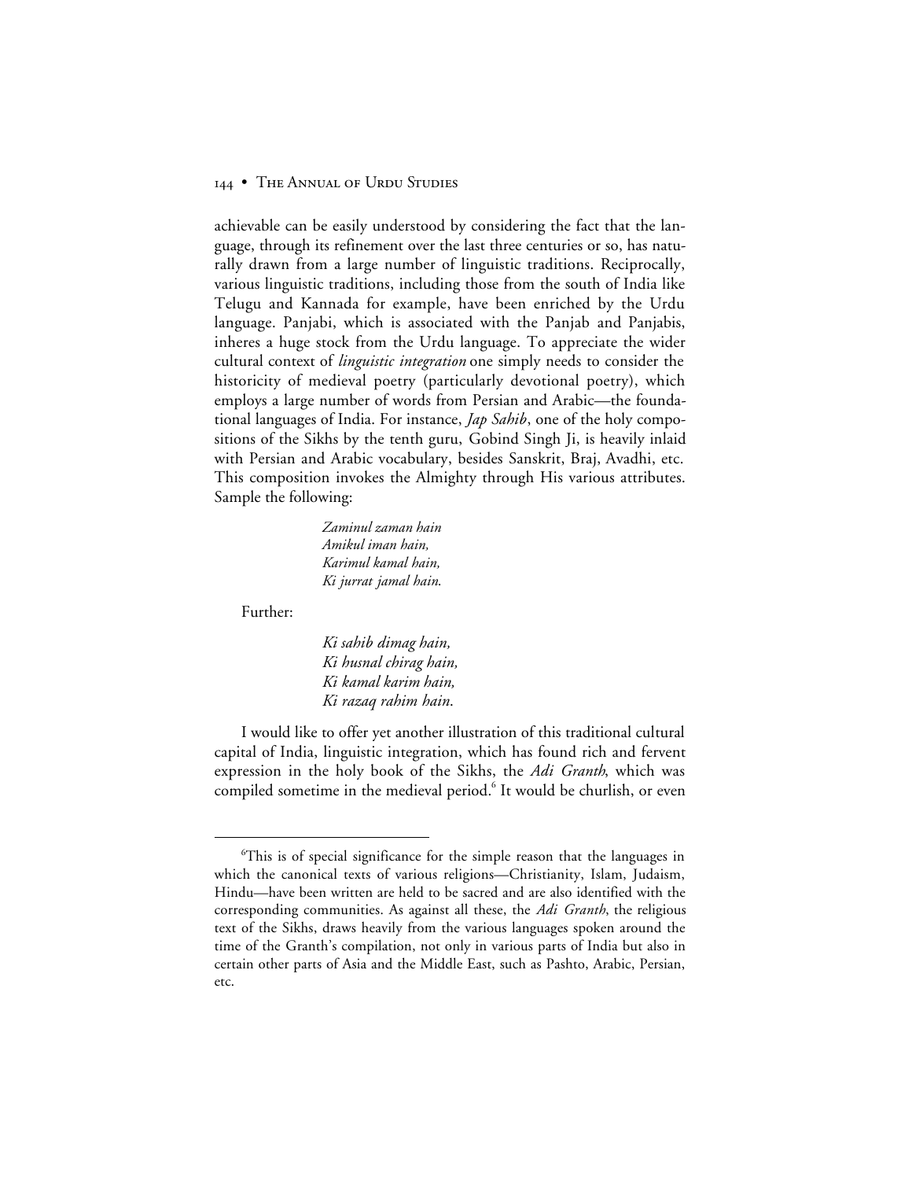achievable can be easily understood by considering the fact that the language, through its refinement over the last three centuries or so, has naturally drawn from a large number of linguistic traditions. Reciprocally, various linguistic traditions, including those from the south of India like Telugu and Kannada for example, have been enriched by the Urdu language. Panjabi, which is associated with the Panjab and Panjabis, inheres a huge stock from the Urdu language. To appreciate the wider cultural context of *linguistic integration* one simply needs to consider the historicity of medieval poetry (particularly devotional poetry), which employs a large number of words from Persian and Arabic—the foundational languages of India. For instance, *Jap Sahib*, one of the holy compositions of the Sikhs by the tenth guru, Gobind Singh Ji, is heavily inlaid with Persian and Arabic vocabulary, besides Sanskrit, Braj, Avadhi, etc. This composition invokes the Almighty through His various attributes. Sample the following:

> *Zaminul zaman hain*
> *Amikul iman hain,*
> *Karimul kamal hain,*
> *Ki jurrat jamal hain.*

Further:

> *Ki sahib dimag hain,*
> *Ki husnal chirag hain,*
> *Ki kamal karim hain,*
> *Ki razaq rahim hain.*

I would like to offer yet another illustration of this traditional cultural capital of India, linguistic integration, which has found rich and fervent expression in the holy book of the Sikhs, the *Adi Granth*, which was compiled sometime in the medieval period.[6] It would be churlish, or even

---

[6]This is of special significance for the simple reason that the languages in which the canonical texts of various religions—Christianity, Islam, Judaism, Hindu—have been written are held to be sacred and are also identified with the corresponding communities. As against all these, the *Adi Granth*, the religious text of the Sikhs, draws heavily from the various languages spoken around the time of the Granth's compilation, not only in various parts of India but also in certain other parts of Asia and the Middle East, such as Pashto, Arabic, Persian, etc.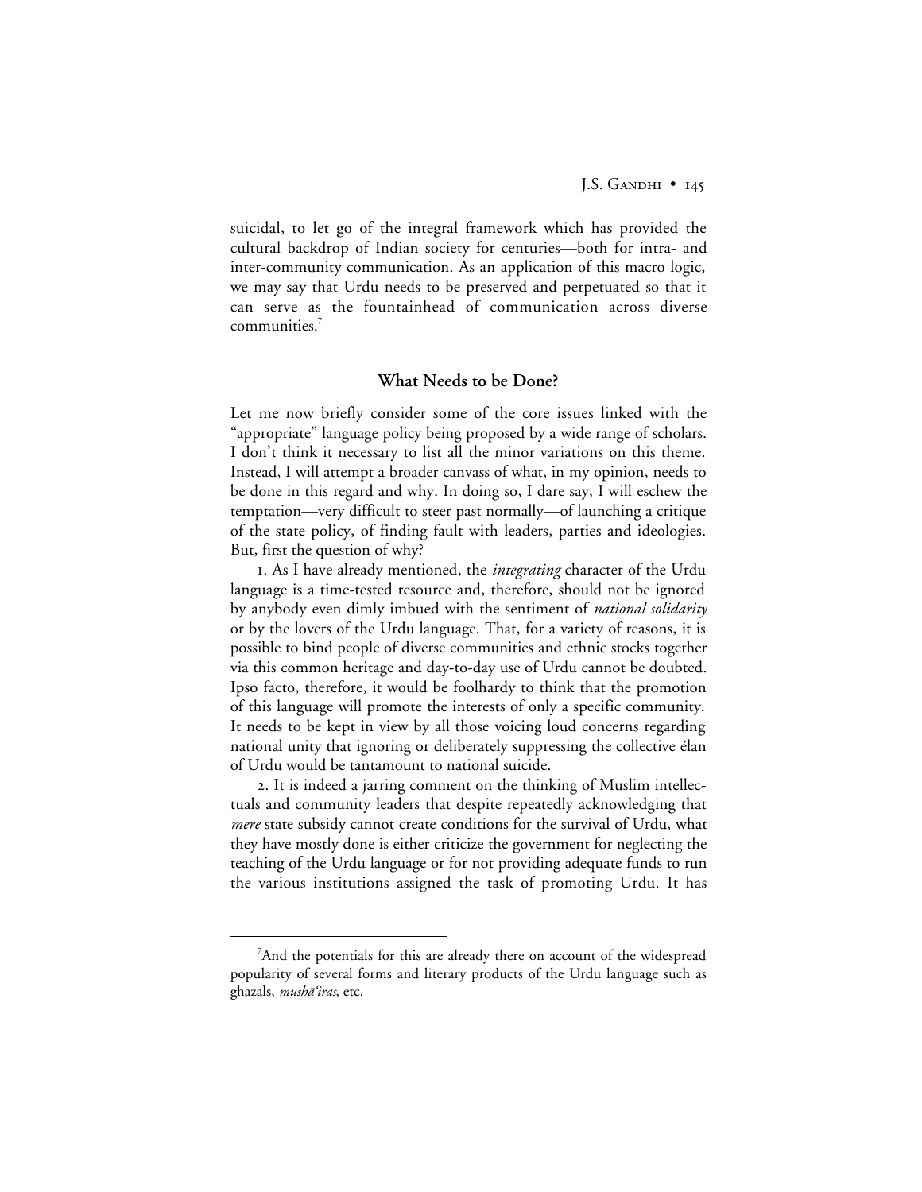suicidal, to let go of the integral framework which has provided the cultural backdrop of Indian society for centuries—both for intra- and inter-community communication. As an application of this macro logic, we may say that Urdu needs to be preserved and perpetuated so that it can serve as the fountainhead of communication across diverse communities.[7]

## What Needs to be Done?

Let me now briefly consider some of the core issues linked with the "appropriate" language policy being proposed by a wide range of scholars. I don't think it necessary to list all the minor variations on this theme. Instead, I will attempt a broader canvass of what, in my opinion, needs to be done in this regard and why. In doing so, I dare say, I will eschew the temptation—very difficult to steer past normally—of launching a critique of the state policy, of finding fault with leaders, parties and ideologies. But, first the question of why?

1. As I have already mentioned, the *integrating* character of the Urdu language is a time-tested resource and, therefore, should not be ignored by anybody even dimly imbued with the sentiment of *national solidarity* or by the lovers of the Urdu language. That, for a variety of reasons, it is possible to bind people of diverse communities and ethnic stocks together via this common heritage and day-to-day use of Urdu cannot be doubted. Ipso facto, therefore, it would be foolhardy to think that the promotion of this language will promote the interests of only a specific community. It needs to be kept in view by all those voicing loud concerns regarding national unity that ignoring or deliberately suppressing the collective élan of Urdu would be tantamount to national suicide.

2. It is indeed a jarring comment on the thinking of Muslim intellectuals and community leaders that despite repeatedly acknowledging that *mere* state subsidy cannot create conditions for the survival of Urdu, what they have mostly done is either criticize the government for neglecting the teaching of the Urdu language or for not providing adequate funds to run the various institutions assigned the task of promoting Urdu. It has

---

[7] And the potentials for this are already there on account of the widespread popularity of several forms and literary products of the Urdu language such as ghazals, *mushā'iras*, etc.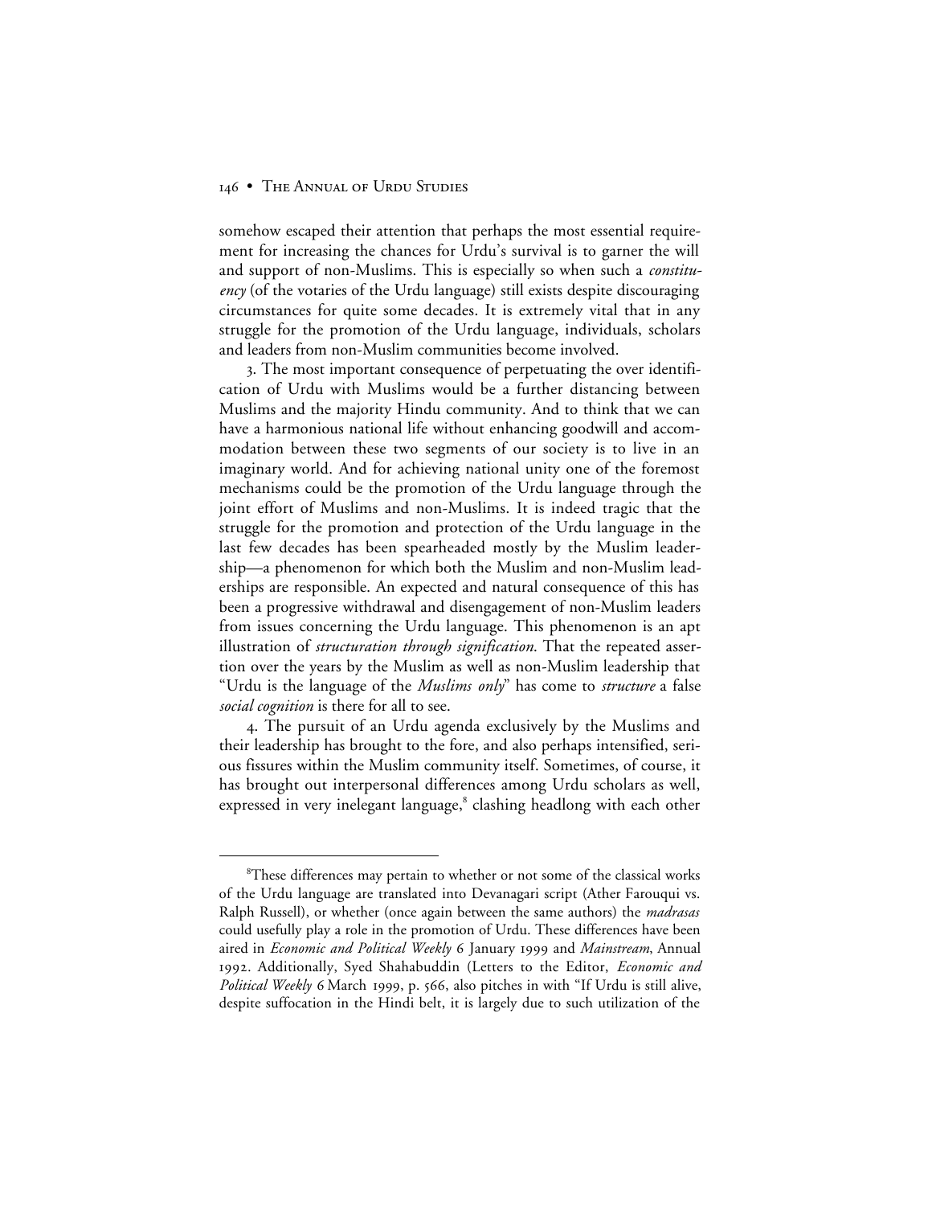somehow escaped their attention that perhaps the most essential requirement for increasing the chances for Urdu's survival is to garner the will and support of non-Muslims. This is especially so when such a *constituency* (of the votaries of the Urdu language) still exists despite discouraging circumstances for quite some decades. It is extremely vital that in any struggle for the promotion of the Urdu language, individuals, scholars and leaders from non-Muslim communities become involved.

3. The most important consequence of perpetuating the over identification of Urdu with Muslims would be a further distancing between Muslims and the majority Hindu community. And to think that we can have a harmonious national life without enhancing goodwill and accommodation between these two segments of our society is to live in an imaginary world. And for achieving national unity one of the foremost mechanisms could be the promotion of the Urdu language through the joint effort of Muslims and non-Muslims. It is indeed tragic that the struggle for the promotion and protection of the Urdu language in the last few decades has been spearheaded mostly by the Muslim leadership—a phenomenon for which both the Muslim and non-Muslim leaderships are responsible. An expected and natural consequence of this has been a progressive withdrawal and disengagement of non-Muslim leaders from issues concerning the Urdu language. This phenomenon is an apt illustration of *structuration through signification*. That the repeated assertion over the years by the Muslim as well as non-Muslim leadership that "Urdu is the language of the *Muslims only*" has come to *structure* a false *social cognition* is there for all to see.

4. The pursuit of an Urdu agenda exclusively by the Muslims and their leadership has brought to the fore, and also perhaps intensified, serious fissures within the Muslim community itself. Sometimes, of course, it has brought out interpersonal differences among Urdu scholars as well, expressed in very inelegant language,[8] clashing headlong with each other

---

[8]These differences may pertain to whether or not some of the classical works of the Urdu language are translated into Devanagari script (Ather Farouqui vs. Ralph Russell), or whether (once again between the same authors) the *madrasas* could usefully play a role in the promotion of Urdu. These differences have been aired in *Economic and Political Weekly* 6 January 1999 and *Mainstream*, Annual 1992. Additionally, Syed Shahabuddin (Letters to the Editor, *Economic and Political Weekly* 6 March 1999, p. 566, also pitches in with "If Urdu is still alive, despite suffocation in the Hindi belt, it is largely due to such utilization of the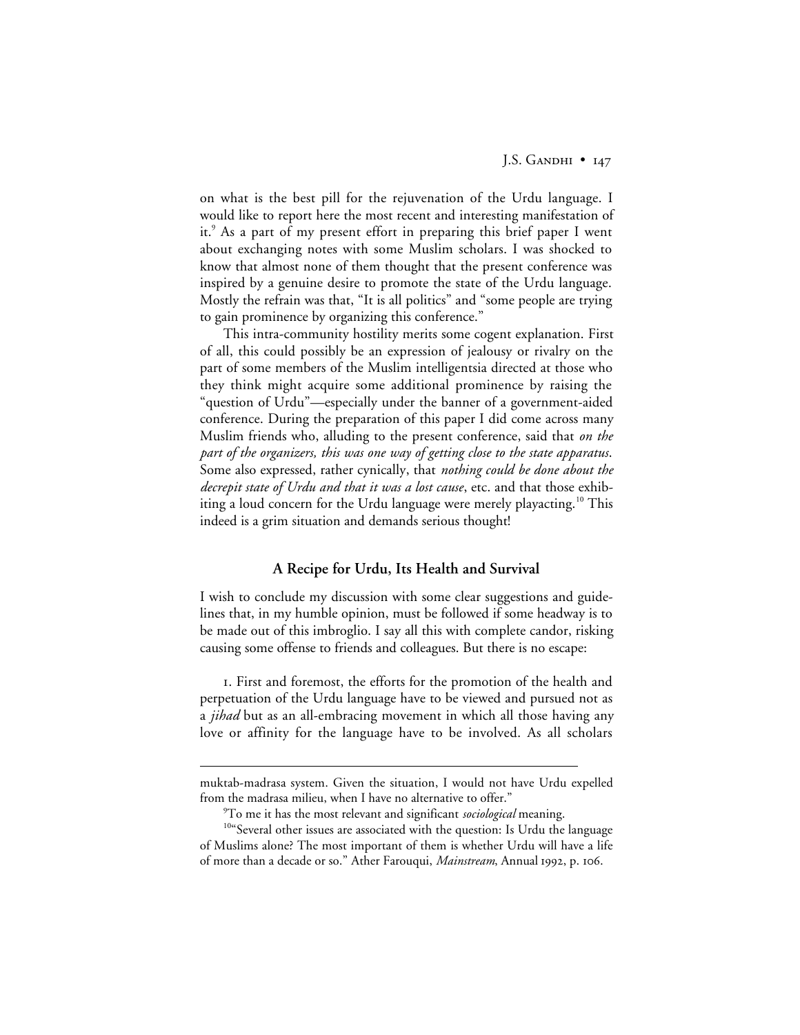on what is the best pill for the rejuvenation of the Urdu language. I would like to report here the most recent and interesting manifestation of it.[9] As a part of my present effort in preparing this brief paper I went about exchanging notes with some Muslim scholars. I was shocked to know that almost none of them thought that the present conference was inspired by a genuine desire to promote the state of the Urdu language. Mostly the refrain was that, "It is all politics" and "some people are trying to gain prominence by organizing this conference."

This intra-community hostility merits some cogent explanation. First of all, this could possibly be an expression of jealousy or rivalry on the part of some members of the Muslim intelligentsia directed at those who they think might acquire some additional prominence by raising the "question of Urdu"—especially under the banner of a government-aided conference. During the preparation of this paper I did come across many Muslim friends who, alluding to the present conference, said that *on the part of the organizers, this was one way of getting close to the state apparatus*. Some also expressed, rather cynically, that *nothing could be done about the decrepit state of Urdu and that it was a lost cause*, etc. and that those exhibiting a loud concern for the Urdu language were merely playacting.[10] This indeed is a grim situation and demands serious thought!

### A Recipe for Urdu, Its Health and Survival

I wish to conclude my discussion with some clear suggestions and guidelines that, in my humble opinion, must be followed if some headway is to be made out of this imbroglio. I say all this with complete candor, risking causing some offense to friends and colleagues. But there is no escape:

1. First and foremost, the efforts for the promotion of the health and perpetuation of the Urdu language have to be viewed and pursued not as a *jihad* but as an all-embracing movement in which all those having any love or affinity for the language have to be involved. As all scholars

---

muktab-madrasa system. Given the situation, I would not have Urdu expelled from the madrasa milieu, when I have no alternative to offer."

[9] To me it has the most relevant and significant *sociological* meaning.

[10] "Several other issues are associated with the question: Is Urdu the language of Muslims alone? The most important of them is whether Urdu will have a life of more than a decade or so." Ather Farouqui, *Mainstream*, Annual 1992, p. 106.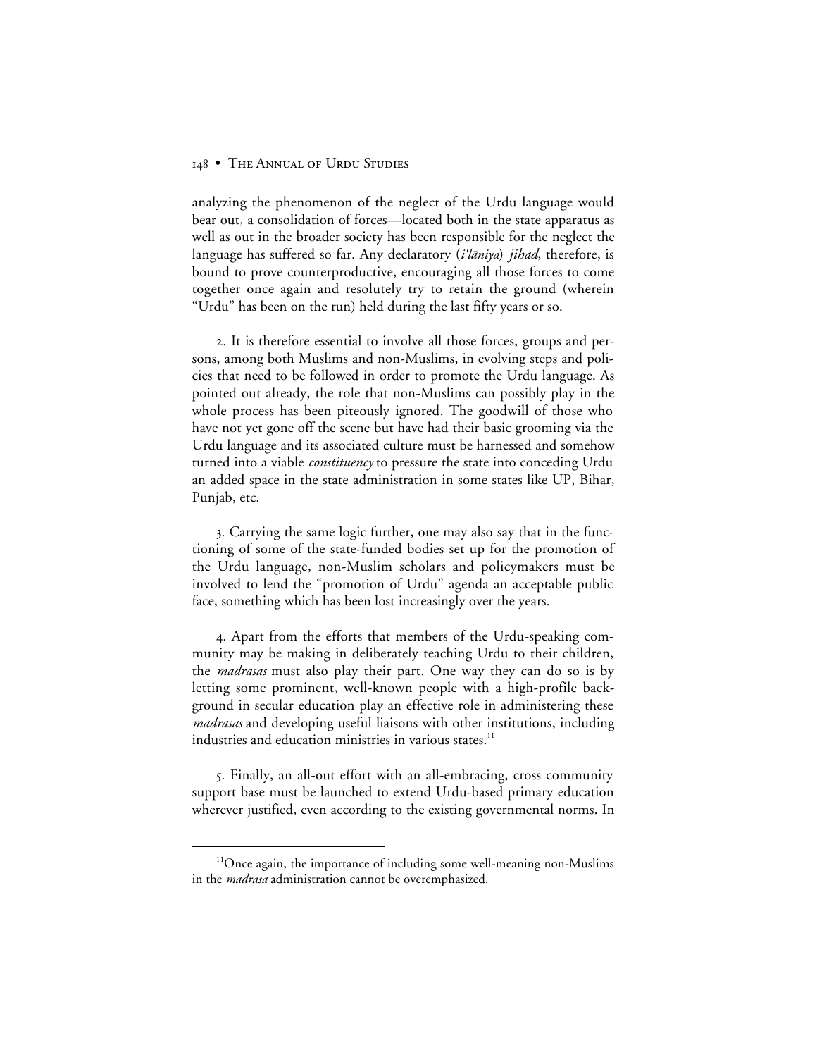analyzing the phenomenon of the neglect of the Urdu language would bear out, a consolidation of forces—located both in the state apparatus as well as out in the broader society has been responsible for the neglect the language has suffered so far. Any declaratory (*i'lāniya*) *jihad*, therefore, is bound to prove counterproductive, encouraging all those forces to come together once again and resolutely try to retain the ground (wherein "Urdu" has been on the run) held during the last fifty years or so.

2. It is therefore essential to involve all those forces, groups and persons, among both Muslims and non-Muslims, in evolving steps and policies that need to be followed in order to promote the Urdu language. As pointed out already, the role that non-Muslims can possibly play in the whole process has been piteously ignored. The goodwill of those who have not yet gone off the scene but have had their basic grooming via the Urdu language and its associated culture must be harnessed and somehow turned into a viable *constituency* to pressure the state into conceding Urdu an added space in the state administration in some states like UP, Bihar, Punjab, etc.

3. Carrying the same logic further, one may also say that in the functioning of some of the state-funded bodies set up for the promotion of the Urdu language, non-Muslim scholars and policymakers must be involved to lend the "promotion of Urdu" agenda an acceptable public face, something which has been lost increasingly over the years.

4. Apart from the efforts that members of the Urdu-speaking community may be making in deliberately teaching Urdu to their children, the *madrasas* must also play their part. One way they can do so is by letting some prominent, well-known people with a high-profile background in secular education play an effective role in administering these *madrasas* and developing useful liaisons with other institutions, including industries and education ministries in various states.[11]

5. Finally, an all-out effort with an all-embracing, cross community support base must be launched to extend Urdu-based primary education wherever justified, even according to the existing governmental norms. In

[11] Once again, the importance of including some well-meaning non-Muslims in the *madrasa* administration cannot be overemphasized.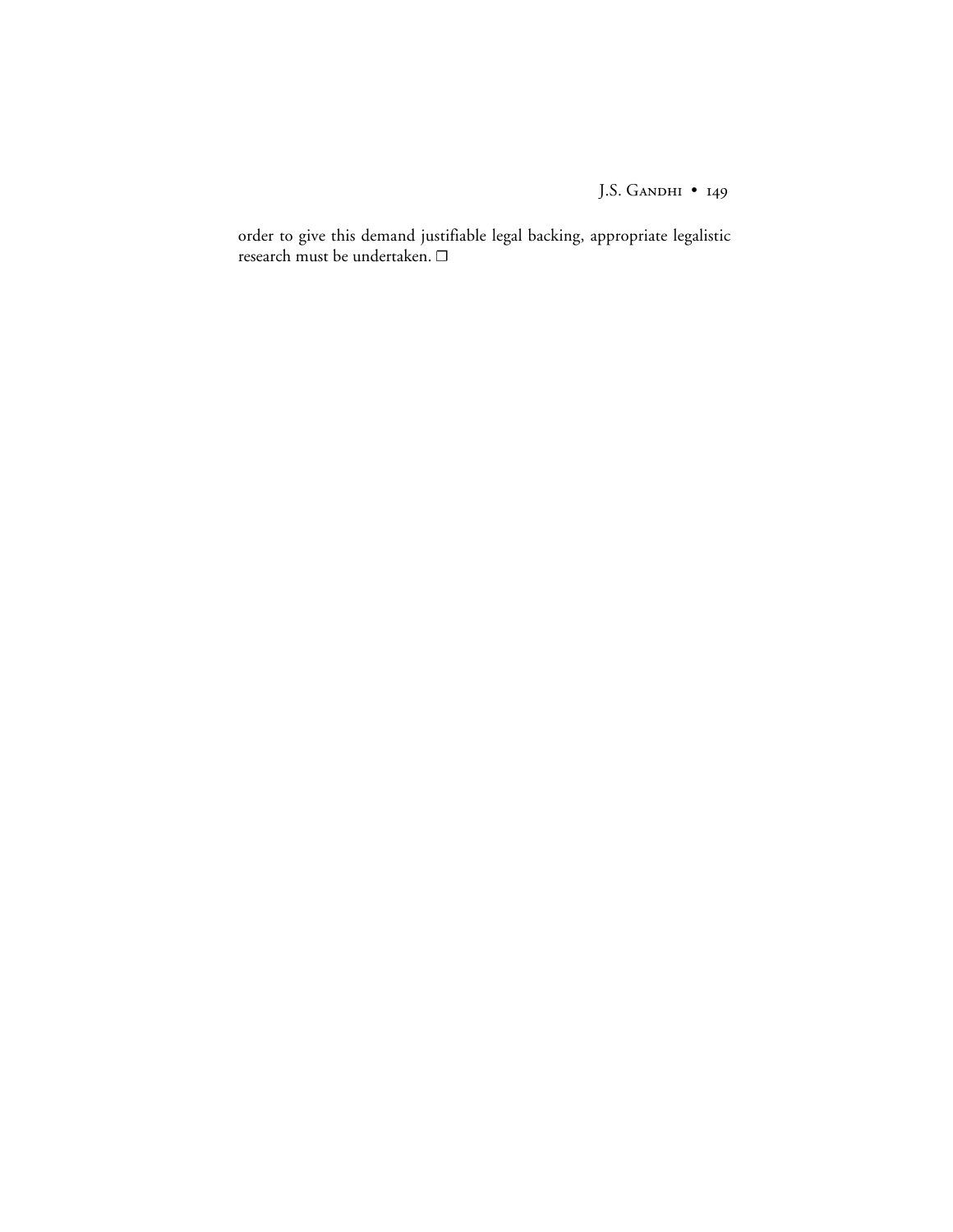order to give this demand justifiable legal backing, appropriate legalistic research must be undertaken. ❒